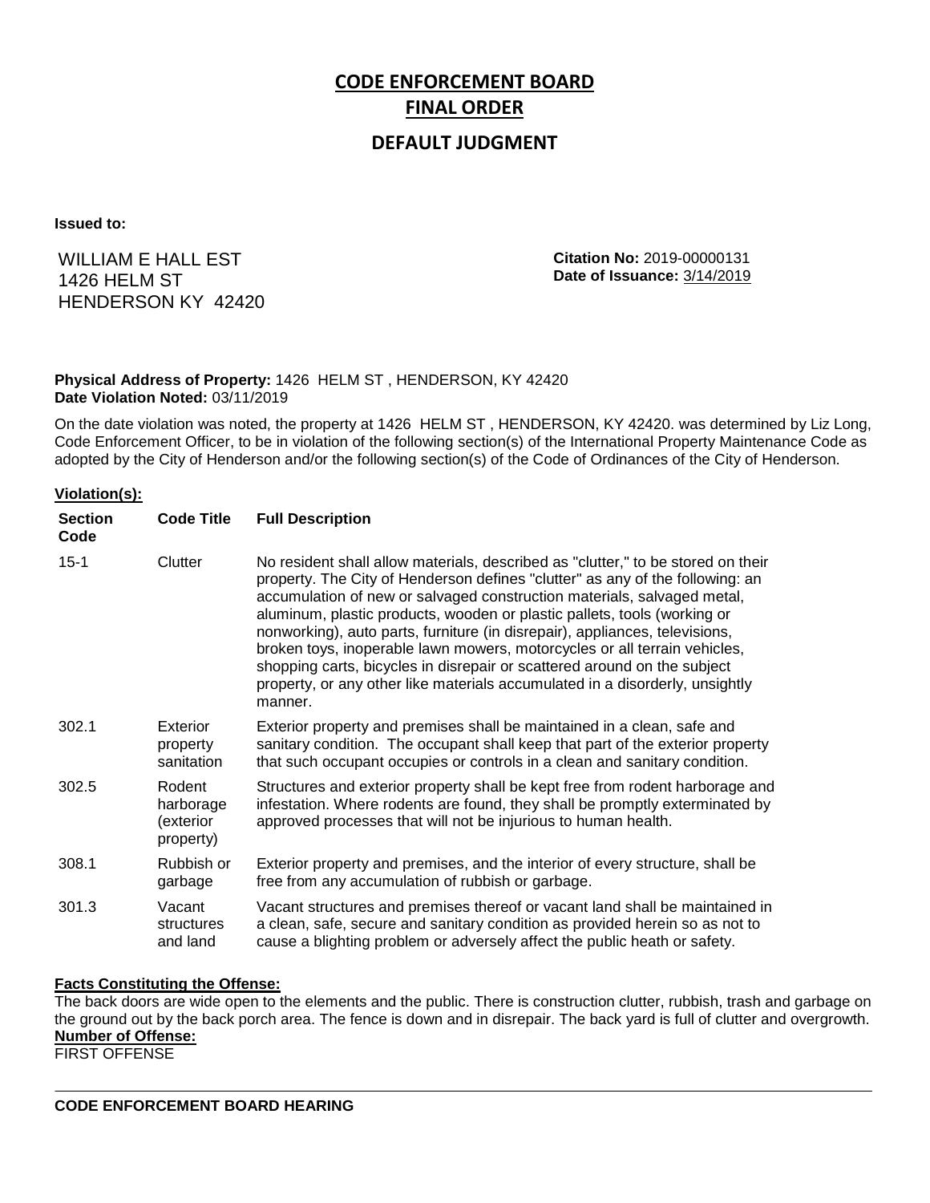# CODE ENFORCEMENT BOARD

## FINAL ORDER

## DEFAULT JUDGMENT

**Issued to:**

WILLIAM E HALL EST
1426 HELM ST
HENDERSON KY 42420

**Citation No:** 2019-00000131
**Date of Issuance:** 3/14/2019

**Physical Address of Property:** 1426 HELM ST , HENDERSON, KY 42420
**Date Violation Noted:** 03/11/2019

On the date violation was noted, the property at 1426 HELM ST , HENDERSON, KY 42420. was determined by Liz Long, Code Enforcement Officer, to be in violation of the following section(s) of the International Property Maintenance Code as adopted by the City of Henderson and/or the following section(s) of the Code of Ordinances of the City of Henderson.

**Violation(s):**

| Section Code | Code Title | Full Description |
|---|---|---|
| 15-1 | Clutter | No resident shall allow materials, described as "clutter," to be stored on their property. The City of Henderson defines "clutter" as any of the following: an accumulation of new or salvaged construction materials, salvaged metal, aluminum, plastic products, wooden or plastic pallets, tools (working or nonworking), auto parts, furniture (in disrepair), appliances, televisions, broken toys, inoperable lawn mowers, motorcycles or all terrain vehicles, shopping carts, bicycles in disrepair or scattered around on the subject property, or any other like materials accumulated in a disorderly, unsightly manner. |
| 302.1 | Exterior property sanitation | Exterior property and premises shall be maintained in a clean, safe and sanitary condition. The occupant shall keep that part of the exterior property that such occupant occupies or controls in a clean and sanitary condition. |
| 302.5 | Rodent harborage (exterior property) | Structures and exterior property shall be kept free from rodent harborage and infestation. Where rodents are found, they shall be promptly exterminated by approved processes that will not be injurious to human health. |
| 308.1 | Rubbish or garbage | Exterior property and premises, and the interior of every structure, shall be free from any accumulation of rubbish or garbage. |
| 301.3 | Vacant structures and land | Vacant structures and premises thereof or vacant land shall be maintained in a clean, safe, secure and sanitary condition as provided herein so as not to cause a blighting problem or adversely affect the public heath or safety. |

**Facts Constituting the Offense:**

The back doors are wide open to the elements and the public. There is construction clutter, rubbish, trash and garbage on the ground out by the back porch area. The fence is down and in disrepair. The back yard is full of clutter and overgrowth.

**Number of Offense:**

FIRST OFFENSE

---

**CODE ENFORCEMENT BOARD HEARING**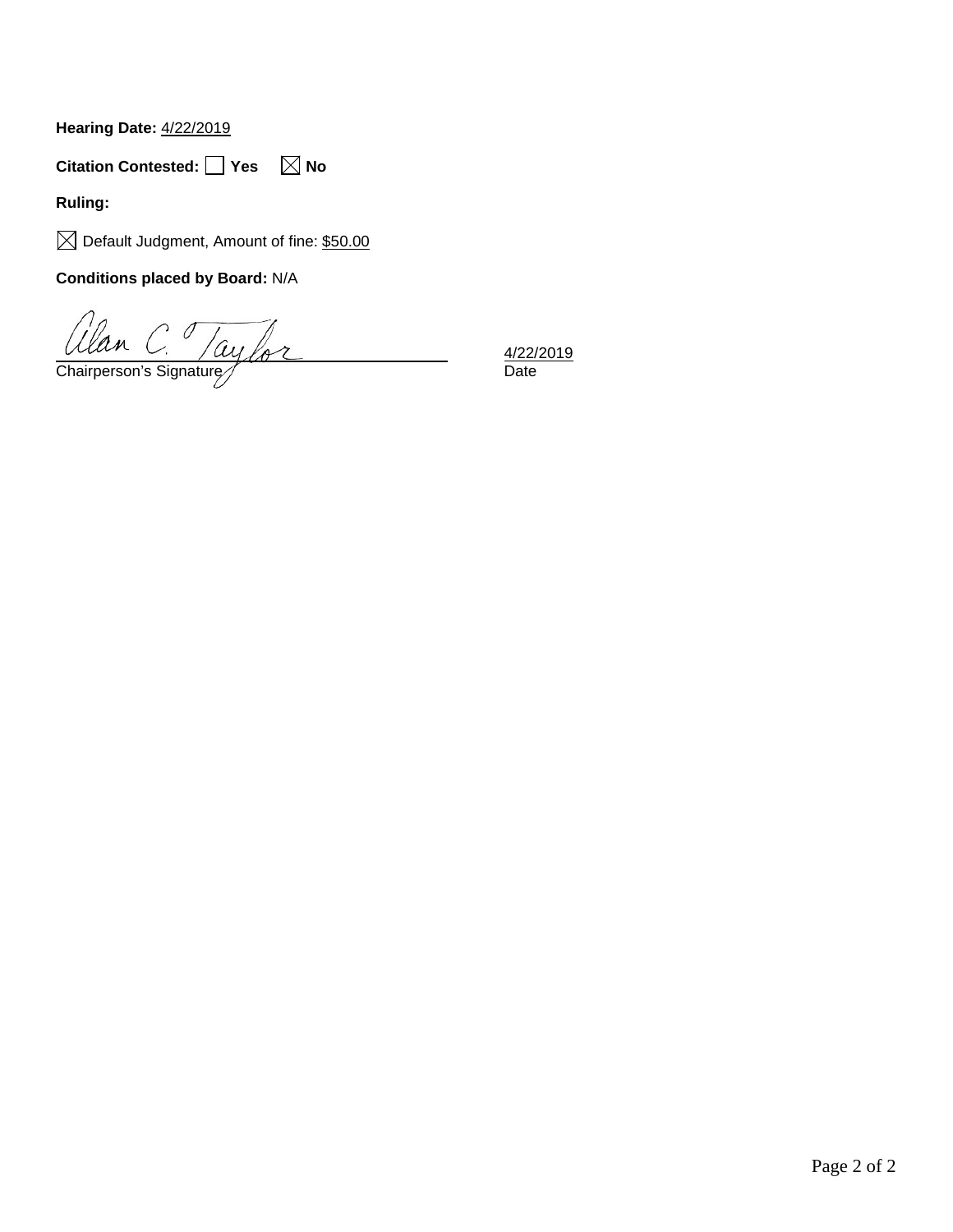**Hearing Date:** 4/22/2019

**Citation Contested:** ☐ **Yes** ☒ **No**

**Ruling:**

☒ Default Judgment, Amount of fine: $50.00

**Conditions placed by Board:** N/A

Alan C. Taylor
Chairperson's Signature

4/22/2019
Date